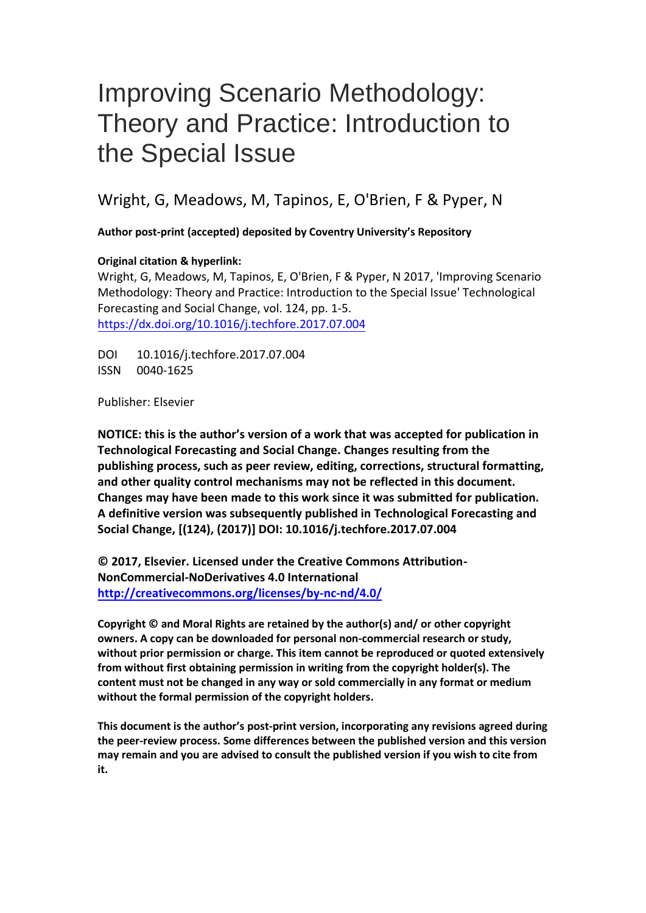# Improving Scenario Methodology: Theory and Practice: Introduction to the Special Issue

Wright, G, Meadows, M, Tapinos, E, O'Brien, F & Pyper, N

**Author post-print (accepted) deposited by Coventry University's Repository**

**Original citation & hyperlink:**

Wright, G, Meadows, M, Tapinos, E, O'Brien, F & Pyper, N 2017, 'Improving Scenario Methodology: Theory and Practice: Introduction to the Special Issue' Technological Forecasting and Social Change, vol. 124, pp. 1-5.
https://dx.doi.org/10.1016/j.techfore.2017.07.004

DOI 10.1016/j.techfore.2017.07.004
ISSN 0040-1625

Publisher: Elsevier

**NOTICE: this is the author's version of a work that was accepted for publication in Technological Forecasting and Social Change. Changes resulting from the publishing process, such as peer review, editing, corrections, structural formatting, and other quality control mechanisms may not be reflected in this document. Changes may have been made to this work since it was submitted for publication. A definitive version was subsequently published in Technological Forecasting and Social Change, [(124), (2017)] DOI: 10.1016/j.techfore.2017.07.004**

**© 2017, Elsevier. Licensed under the Creative Commons Attribution-NonCommercial-NoDerivatives 4.0 International**
**http://creativecommons.org/licenses/by-nc-nd/4.0/**

**Copyright © and Moral Rights are retained by the author(s) and/ or other copyright owners. A copy can be downloaded for personal non-commercial research or study, without prior permission or charge. This item cannot be reproduced or quoted extensively from without first obtaining permission in writing from the copyright holder(s). The content must not be changed in any way or sold commercially in any format or medium without the formal permission of the copyright holders.**

**This document is the author's post-print version, incorporating any revisions agreed during the peer-review process. Some differences between the published version and this version may remain and you are advised to consult the published version if you wish to cite from it.**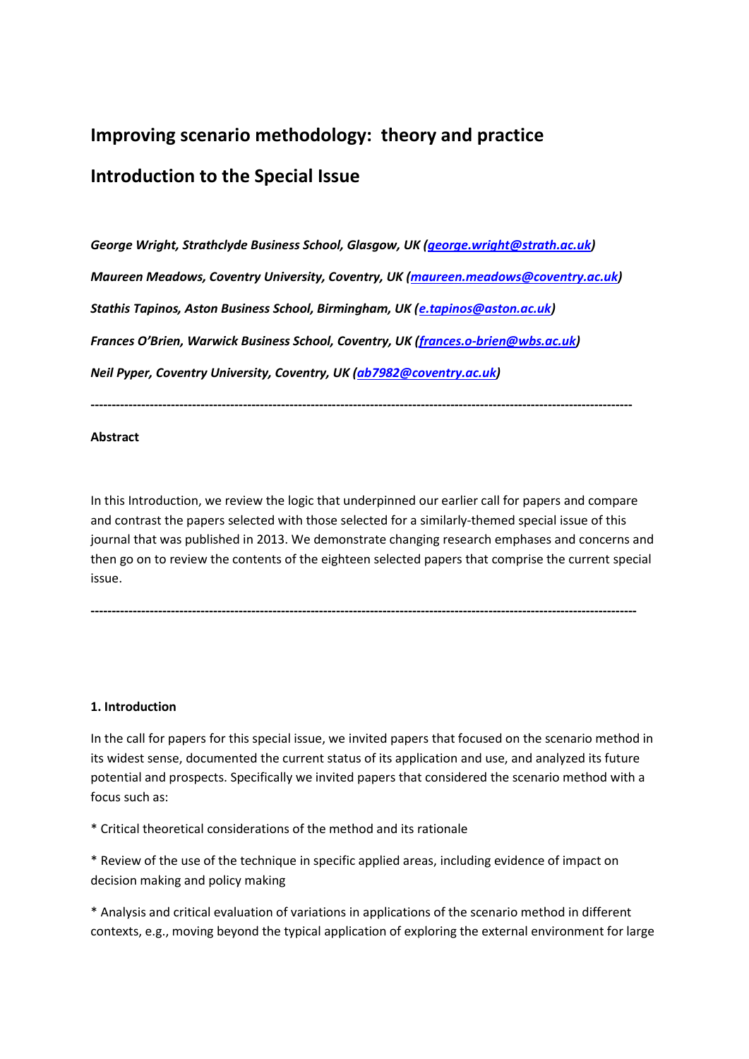# Improving scenario methodology: theory and practice

## Introduction to the Special Issue

*George Wright, Strathclyde Business School, Glasgow, UK (george.wright@strath.ac.uk)*

*Maureen Meadows, Coventry University, Coventry, UK (maureen.meadows@coventry.ac.uk)*

*Stathis Tapinos, Aston Business School, Birmingham, UK (e.tapinos@aston.ac.uk)*

*Frances O'Brien, Warwick Business School, Coventry, UK (frances.o-brien@wbs.ac.uk)*

*Neil Pyper, Coventry University, Coventry, UK (ab7982@coventry.ac.uk)*

---

**Abstract**

In this Introduction, we review the logic that underpinned our earlier call for papers and compare and contrast the papers selected with those selected for a similarly-themed special issue of this journal that was published in 2013. We demonstrate changing research emphases and concerns and then go on to review the contents of the eighteen selected papers that comprise the current special issue.

---

**1. Introduction**

In the call for papers for this special issue, we invited papers that focused on the scenario method in its widest sense, documented the current status of its application and use, and analyzed its future potential and prospects. Specifically we invited papers that considered the scenario method with a focus such as:

* Critical theoretical considerations of the method and its rationale

* Review of the use of the technique in specific applied areas, including evidence of impact on decision making and policy making

* Analysis and critical evaluation of variations in applications of the scenario method in different contexts, e.g., moving beyond the typical application of exploring the external environment for large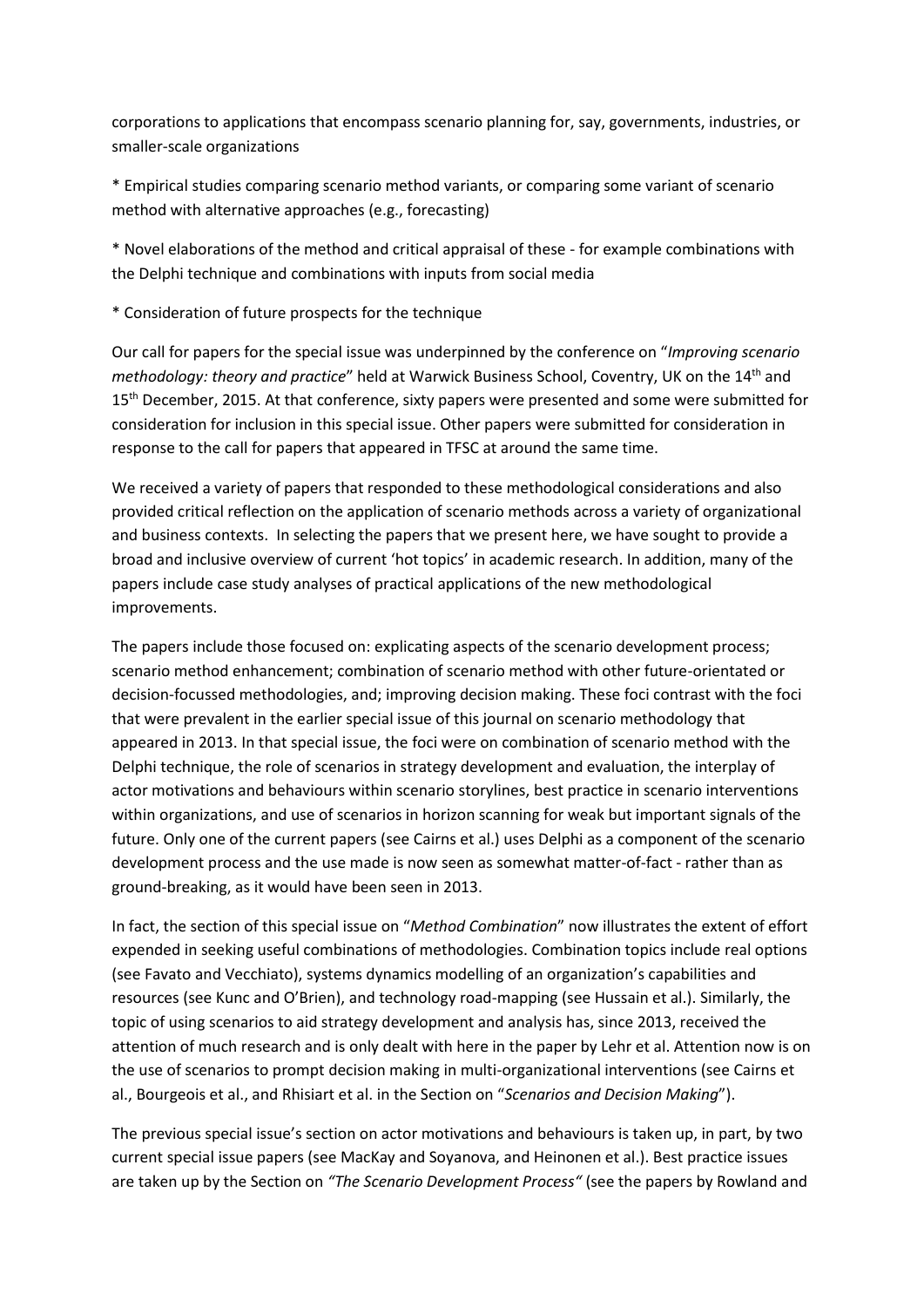corporations to applications that encompass scenario planning for, say, governments, industries, or smaller-scale organizations

* Empirical studies comparing scenario method variants, or comparing some variant of scenario method with alternative approaches (e.g., forecasting)

* Novel elaborations of the method and critical appraisal of these - for example combinations with the Delphi technique and combinations with inputs from social media

* Consideration of future prospects for the technique

Our call for papers for the special issue was underpinned by the conference on "*Improving scenario methodology: theory and practice*" held at Warwick Business School, Coventry, UK on the 14th and 15th December, 2015. At that conference, sixty papers were presented and some were submitted for consideration for inclusion in this special issue. Other papers were submitted for consideration in response to the call for papers that appeared in TFSC at around the same time.

We received a variety of papers that responded to these methodological considerations and also provided critical reflection on the application of scenario methods across a variety of organizational and business contexts. In selecting the papers that we present here, we have sought to provide a broad and inclusive overview of current 'hot topics' in academic research. In addition, many of the papers include case study analyses of practical applications of the new methodological improvements.

The papers include those focused on: explicating aspects of the scenario development process; scenario method enhancement; combination of scenario method with other future-orientated or decision-focussed methodologies, and; improving decision making. These foci contrast with the foci that were prevalent in the earlier special issue of this journal on scenario methodology that appeared in 2013. In that special issue, the foci were on combination of scenario method with the Delphi technique, the role of scenarios in strategy development and evaluation, the interplay of actor motivations and behaviours within scenario storylines, best practice in scenario interventions within organizations, and use of scenarios in horizon scanning for weak but important signals of the future. Only one of the current papers (see Cairns et al.) uses Delphi as a component of the scenario development process and the use made is now seen as somewhat matter-of-fact - rather than as ground-breaking, as it would have been seen in 2013.

In fact, the section of this special issue on "*Method Combination*" now illustrates the extent of effort expended in seeking useful combinations of methodologies. Combination topics include real options (see Favato and Vecchiato), systems dynamics modelling of an organization's capabilities and resources (see Kunc and O'Brien), and technology road-mapping (see Hussain et al.). Similarly, the topic of using scenarios to aid strategy development and analysis has, since 2013, received the attention of much research and is only dealt with here in the paper by Lehr et al. Attention now is on the use of scenarios to prompt decision making in multi-organizational interventions (see Cairns et al., Bourgeois et al., and Rhisiart et al. in the Section on "*Scenarios and Decision Making*").

The previous special issue's section on actor motivations and behaviours is taken up, in part, by two current special issue papers (see MacKay and Soyanova, and Heinonen et al.). Best practice issues are taken up by the Section on *"The Scenario Development Process"* (see the papers by Rowland and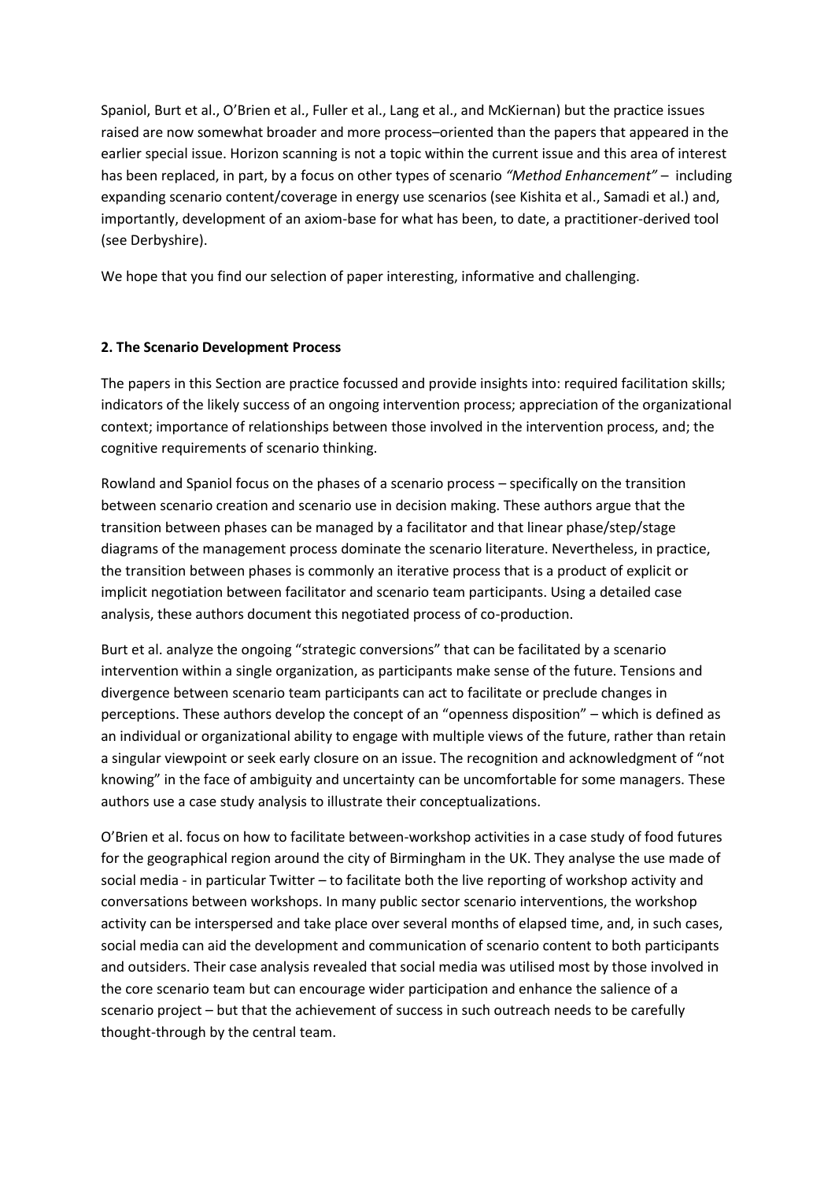Spaniol, Burt et al., O'Brien et al., Fuller et al., Lang et al., and McKiernan) but the practice issues raised are now somewhat broader and more process–oriented than the papers that appeared in the earlier special issue. Horizon scanning is not a topic within the current issue and this area of interest has been replaced, in part, by a focus on other types of scenario *"Method Enhancement"* – including expanding scenario content/coverage in energy use scenarios (see Kishita et al., Samadi et al.) and, importantly, development of an axiom-base for what has been, to date, a practitioner-derived tool (see Derbyshire).

We hope that you find our selection of paper interesting, informative and challenging.

## 2. The Scenario Development Process

The papers in this Section are practice focussed and provide insights into: required facilitation skills; indicators of the likely success of an ongoing intervention process; appreciation of the organizational context; importance of relationships between those involved in the intervention process, and; the cognitive requirements of scenario thinking.

Rowland and Spaniol focus on the phases of a scenario process – specifically on the transition between scenario creation and scenario use in decision making. These authors argue that the transition between phases can be managed by a facilitator and that linear phase/step/stage diagrams of the management process dominate the scenario literature. Nevertheless, in practice, the transition between phases is commonly an iterative process that is a product of explicit or implicit negotiation between facilitator and scenario team participants. Using a detailed case analysis, these authors document this negotiated process of co-production.

Burt et al. analyze the ongoing "strategic conversions" that can be facilitated by a scenario intervention within a single organization, as participants make sense of the future. Tensions and divergence between scenario team participants can act to facilitate or preclude changes in perceptions. These authors develop the concept of an "openness disposition" – which is defined as an individual or organizational ability to engage with multiple views of the future, rather than retain a singular viewpoint or seek early closure on an issue. The recognition and acknowledgment of "not knowing" in the face of ambiguity and uncertainty can be uncomfortable for some managers. These authors use a case study analysis to illustrate their conceptualizations.

O'Brien et al. focus on how to facilitate between-workshop activities in a case study of food futures for the geographical region around the city of Birmingham in the UK. They analyse the use made of social media - in particular Twitter – to facilitate both the live reporting of workshop activity and conversations between workshops. In many public sector scenario interventions, the workshop activity can be interspersed and take place over several months of elapsed time, and, in such cases, social media can aid the development and communication of scenario content to both participants and outsiders. Their case analysis revealed that social media was utilised most by those involved in the core scenario team but can encourage wider participation and enhance the salience of a scenario project – but that the achievement of success in such outreach needs to be carefully thought-through by the central team.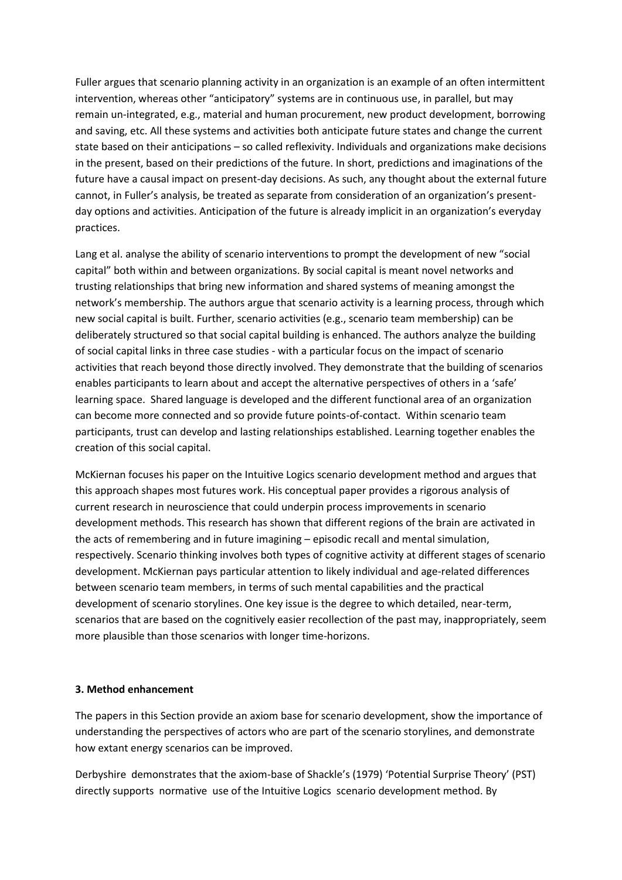Fuller argues that scenario planning activity in an organization is an example of an often intermittent intervention, whereas other "anticipatory" systems are in continuous use, in parallel, but may remain un-integrated, e.g., material and human procurement, new product development, borrowing and saving, etc. All these systems and activities both anticipate future states and change the current state based on their anticipations – so called reflexivity. Individuals and organizations make decisions in the present, based on their predictions of the future. In short, predictions and imaginations of the future have a causal impact on present-day decisions. As such, any thought about the external future cannot, in Fuller's analysis, be treated as separate from consideration of an organization's present-day options and activities. Anticipation of the future is already implicit in an organization's everyday practices.

Lang et al. analyse the ability of scenario interventions to prompt the development of new "social capital" both within and between organizations. By social capital is meant novel networks and trusting relationships that bring new information and shared systems of meaning amongst the network's membership. The authors argue that scenario activity is a learning process, through which new social capital is built. Further, scenario activities (e.g., scenario team membership) can be deliberately structured so that social capital building is enhanced. The authors analyze the building of social capital links in three case studies - with a particular focus on the impact of scenario activities that reach beyond those directly involved. They demonstrate that the building of scenarios enables participants to learn about and accept the alternative perspectives of others in a 'safe' learning space. Shared language is developed and the different functional area of an organization can become more connected and so provide future points-of-contact. Within scenario team participants, trust can develop and lasting relationships established. Learning together enables the creation of this social capital.

McKiernan focuses his paper on the Intuitive Logics scenario development method and argues that this approach shapes most futures work. His conceptual paper provides a rigorous analysis of current research in neuroscience that could underpin process improvements in scenario development methods. This research has shown that different regions of the brain are activated in the acts of remembering and in future imagining – episodic recall and mental simulation, respectively. Scenario thinking involves both types of cognitive activity at different stages of scenario development. McKiernan pays particular attention to likely individual and age-related differences between scenario team members, in terms of such mental capabilities and the practical development of scenario storylines. One key issue is the degree to which detailed, near-term, scenarios that are based on the cognitively easier recollection of the past may, inappropriately, seem more plausible than those scenarios with longer time-horizons.

## 3. Method enhancement

The papers in this Section provide an axiom base for scenario development, show the importance of understanding the perspectives of actors who are part of the scenario storylines, and demonstrate how extant energy scenarios can be improved.

Derbyshire demonstrates that the axiom-base of Shackle's (1979) 'Potential Surprise Theory' (PST) directly supports normative use of the Intuitive Logics scenario development method. By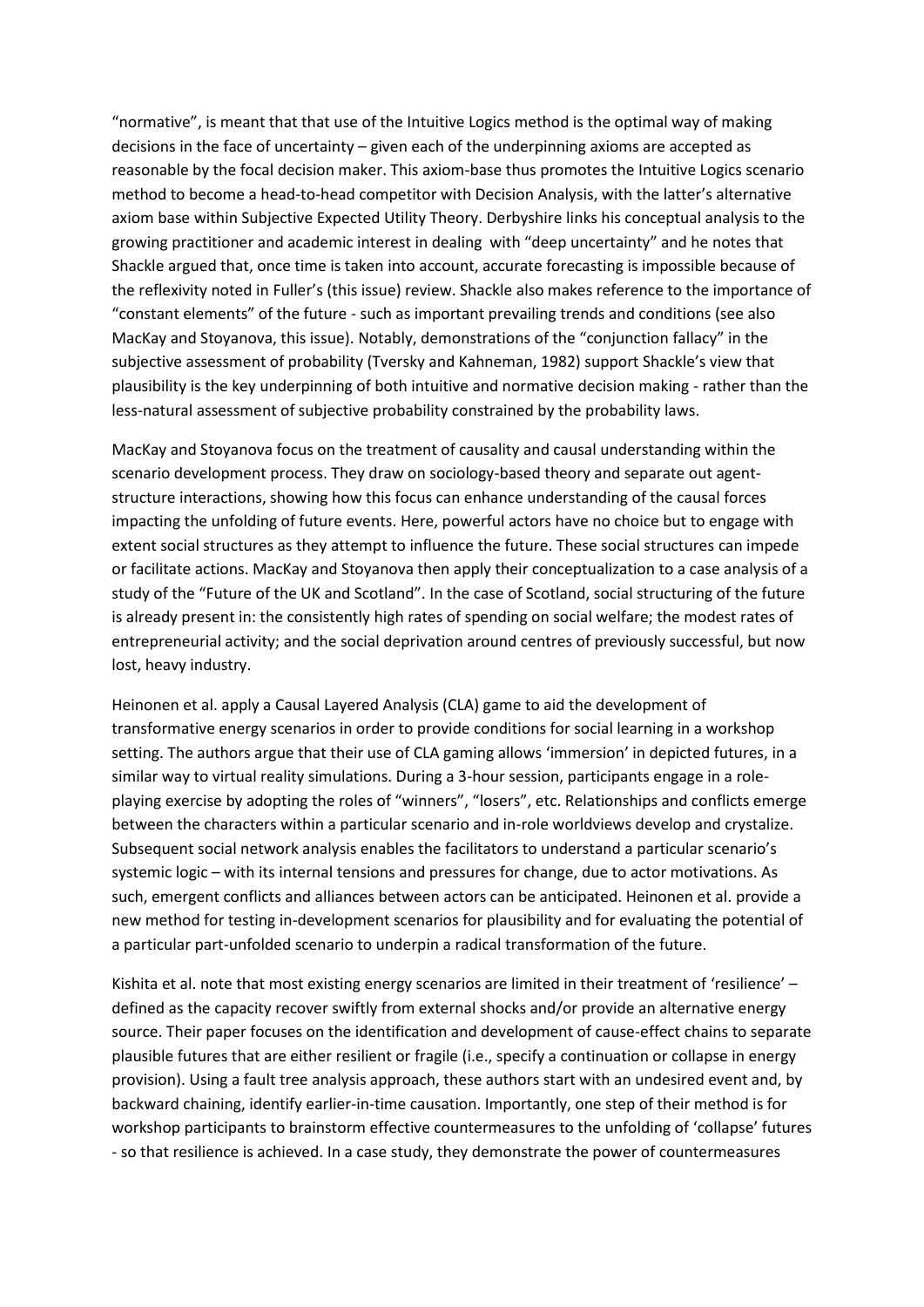“normative”, is meant that that use of the Intuitive Logics method is the optimal way of making decisions in the face of uncertainty – given each of the underpinning axioms are accepted as reasonable by the focal decision maker. This axiom-base thus promotes the Intuitive Logics scenario method to become a head-to-head competitor with Decision Analysis, with the latter’s alternative axiom base within Subjective Expected Utility Theory. Derbyshire links his conceptual analysis to the growing practitioner and academic interest in dealing with “deep uncertainty” and he notes that Shackle argued that, once time is taken into account, accurate forecasting is impossible because of the reflexivity noted in Fuller’s (this issue) review. Shackle also makes reference to the importance of “constant elements” of the future - such as important prevailing trends and conditions (see also MacKay and Stoyanova, this issue). Notably, demonstrations of the “conjunction fallacy” in the subjective assessment of probability (Tversky and Kahneman, 1982) support Shackle’s view that plausibility is the key underpinning of both intuitive and normative decision making - rather than the less-natural assessment of subjective probability constrained by the probability laws.

MacKay and Stoyanova focus on the treatment of causality and causal understanding within the scenario development process. They draw on sociology-based theory and separate out agent-structure interactions, showing how this focus can enhance understanding of the causal forces impacting the unfolding of future events. Here, powerful actors have no choice but to engage with extent social structures as they attempt to influence the future. These social structures can impede or facilitate actions. MacKay and Stoyanova then apply their conceptualization to a case analysis of a study of the “Future of the UK and Scotland”. In the case of Scotland, social structuring of the future is already present in: the consistently high rates of spending on social welfare; the modest rates of entrepreneurial activity; and the social deprivation around centres of previously successful, but now lost, heavy industry.

Heinonen et al. apply a Causal Layered Analysis (CLA) game to aid the development of transformative energy scenarios in order to provide conditions for social learning in a workshop setting. The authors argue that their use of CLA gaming allows ‘immersion’ in depicted futures, in a similar way to virtual reality simulations. During a 3-hour session, participants engage in a role-playing exercise by adopting the roles of “winners”, “losers”, etc. Relationships and conflicts emerge between the characters within a particular scenario and in-role worldviews develop and crystalize. Subsequent social network analysis enables the facilitators to understand a particular scenario’s systemic logic – with its internal tensions and pressures for change, due to actor motivations. As such, emergent conflicts and alliances between actors can be anticipated. Heinonen et al. provide a new method for testing in-development scenarios for plausibility and for evaluating the potential of a particular part-unfolded scenario to underpin a radical transformation of the future.

Kishita et al. note that most existing energy scenarios are limited in their treatment of ‘resilience’ – defined as the capacity recover swiftly from external shocks and/or provide an alternative energy source. Their paper focuses on the identification and development of cause-effect chains to separate plausible futures that are either resilient or fragile (i.e., specify a continuation or collapse in energy provision). Using a fault tree analysis approach, these authors start with an undesired event and, by backward chaining, identify earlier-in-time causation. Importantly, one step of their method is for workshop participants to brainstorm effective countermeasures to the unfolding of ‘collapse’ futures - so that resilience is achieved. In a case study, they demonstrate the power of countermeasures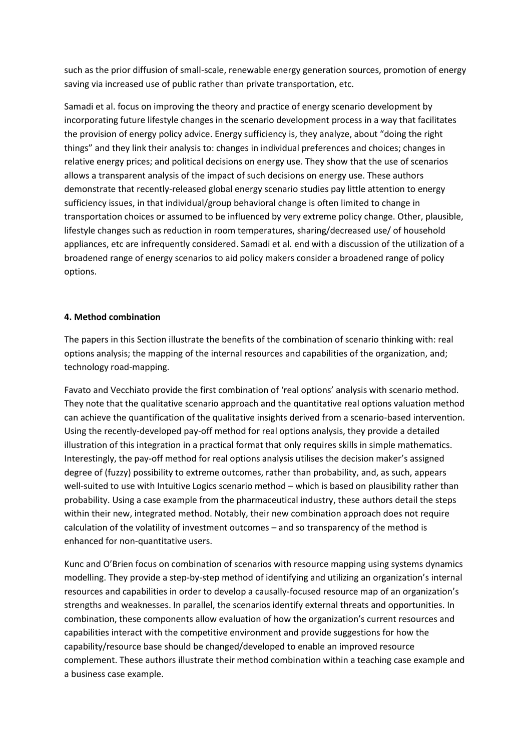such as the prior diffusion of small-scale, renewable energy generation sources, promotion of energy saving via increased use of public rather than private transportation, etc.

Samadi et al. focus on improving the theory and practice of energy scenario development by incorporating future lifestyle changes in the scenario development process in a way that facilitates the provision of energy policy advice. Energy sufficiency is, they analyze, about "doing the right things" and they link their analysis to: changes in individual preferences and choices; changes in relative energy prices; and political decisions on energy use. They show that the use of scenarios allows a transparent analysis of the impact of such decisions on energy use. These authors demonstrate that recently-released global energy scenario studies pay little attention to energy sufficiency issues, in that individual/group behavioral change is often limited to change in transportation choices or assumed to be influenced by very extreme policy change. Other, plausible, lifestyle changes such as reduction in room temperatures, sharing/decreased use/ of household appliances, etc are infrequently considered. Samadi et al. end with a discussion of the utilization of a broadened range of energy scenarios to aid policy makers consider a broadened range of policy options.

#### 4. Method combination

The papers in this Section illustrate the benefits of the combination of scenario thinking with: real options analysis; the mapping of the internal resources and capabilities of the organization, and; technology road-mapping.

Favato and Vecchiato provide the first combination of 'real options' analysis with scenario method. They note that the qualitative scenario approach and the quantitative real options valuation method can achieve the quantification of the qualitative insights derived from a scenario-based intervention. Using the recently-developed pay-off method for real options analysis, they provide a detailed illustration of this integration in a practical format that only requires skills in simple mathematics. Interestingly, the pay-off method for real options analysis utilises the decision maker's assigned degree of (fuzzy) possibility to extreme outcomes, rather than probability, and, as such, appears well-suited to use with Intuitive Logics scenario method – which is based on plausibility rather than probability. Using a case example from the pharmaceutical industry, these authors detail the steps within their new, integrated method. Notably, their new combination approach does not require calculation of the volatility of investment outcomes – and so transparency of the method is enhanced for non-quantitative users.

Kunc and O'Brien focus on combination of scenarios with resource mapping using systems dynamics modelling. They provide a step-by-step method of identifying and utilizing an organization's internal resources and capabilities in order to develop a causally-focused resource map of an organization's strengths and weaknesses. In parallel, the scenarios identify external threats and opportunities. In combination, these components allow evaluation of how the organization's current resources and capabilities interact with the competitive environment and provide suggestions for how the capability/resource base should be changed/developed to enable an improved resource complement. These authors illustrate their method combination within a teaching case example and a business case example.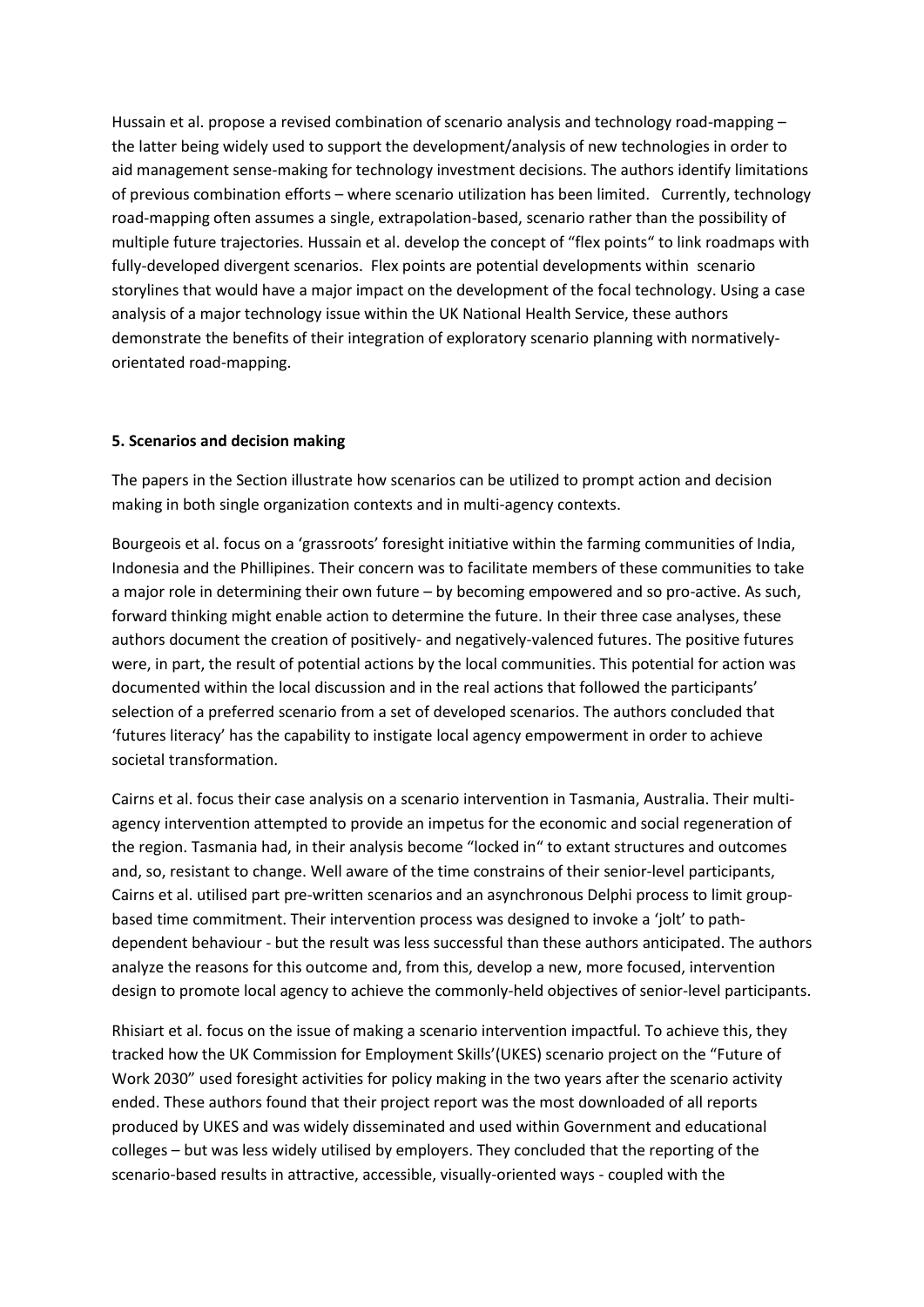Hussain et al. propose a revised combination of scenario analysis and technology road-mapping – the latter being widely used to support the development/analysis of new technologies in order to aid management sense-making for technology investment decisions. The authors identify limitations of previous combination efforts – where scenario utilization has been limited. Currently, technology road-mapping often assumes a single, extrapolation-based, scenario rather than the possibility of multiple future trajectories. Hussain et al. develop the concept of "flex points" to link roadmaps with fully-developed divergent scenarios. Flex points are potential developments within scenario storylines that would have a major impact on the development of the focal technology. Using a case analysis of a major technology issue within the UK National Health Service, these authors demonstrate the benefits of their integration of exploratory scenario planning with normatively-orientated road-mapping.

**5. Scenarios and decision making**

The papers in the Section illustrate how scenarios can be utilized to prompt action and decision making in both single organization contexts and in multi-agency contexts.

Bourgeois et al. focus on a 'grassroots' foresight initiative within the farming communities of India, Indonesia and the Phillipines. Their concern was to facilitate members of these communities to take a major role in determining their own future – by becoming empowered and so pro-active. As such, forward thinking might enable action to determine the future. In their three case analyses, these authors document the creation of positively- and negatively-valenced futures. The positive futures were, in part, the result of potential actions by the local communities. This potential for action was documented within the local discussion and in the real actions that followed the participants' selection of a preferred scenario from a set of developed scenarios. The authors concluded that 'futures literacy' has the capability to instigate local agency empowerment in order to achieve societal transformation.

Cairns et al. focus their case analysis on a scenario intervention in Tasmania, Australia. Their multi-agency intervention attempted to provide an impetus for the economic and social regeneration of the region. Tasmania had, in their analysis become "locked in" to extant structures and outcomes and, so, resistant to change. Well aware of the time constrains of their senior-level participants, Cairns et al. utilised part pre-written scenarios and an asynchronous Delphi process to limit group-based time commitment. Their intervention process was designed to invoke a 'jolt' to path-dependent behaviour - but the result was less successful than these authors anticipated. The authors analyze the reasons for this outcome and, from this, develop a new, more focused, intervention design to promote local agency to achieve the commonly-held objectives of senior-level participants.

Rhisiart et al. focus on the issue of making a scenario intervention impactful. To achieve this, they tracked how the UK Commission for Employment Skills'(UKES) scenario project on the "Future of Work 2030" used foresight activities for policy making in the two years after the scenario activity ended. These authors found that their project report was the most downloaded of all reports produced by UKES and was widely disseminated and used within Government and educational colleges – but was less widely utilised by employers. They concluded that the reporting of the scenario-based results in attractive, accessible, visually-oriented ways - coupled with the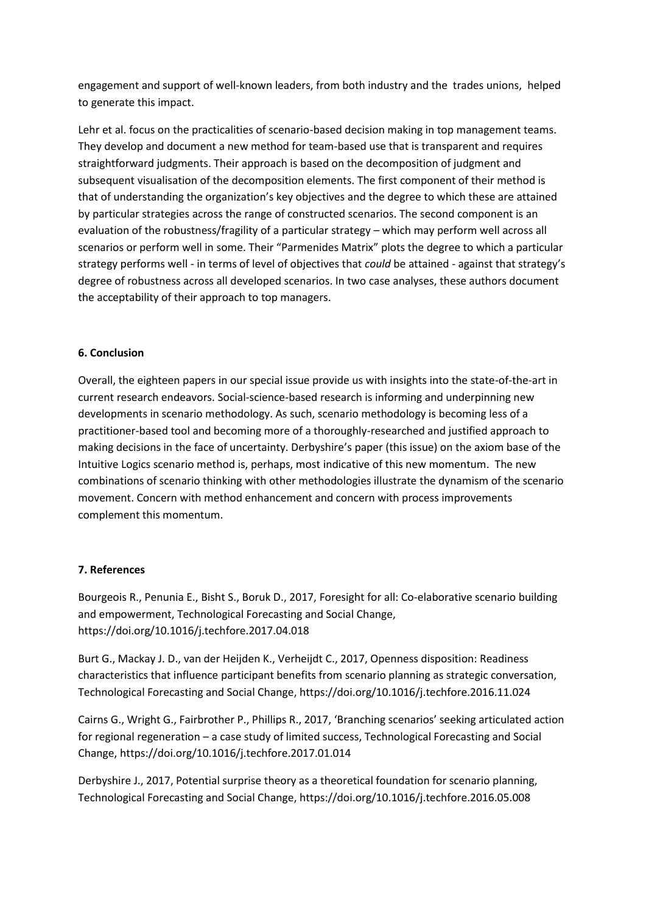engagement and support of well-known leaders, from both industry and the trades unions, helped to generate this impact.

Lehr et al. focus on the practicalities of scenario-based decision making in top management teams. They develop and document a new method for team-based use that is transparent and requires straightforward judgments. Their approach is based on the decomposition of judgment and subsequent visualisation of the decomposition elements. The first component of their method is that of understanding the organization's key objectives and the degree to which these are attained by particular strategies across the range of constructed scenarios. The second component is an evaluation of the robustness/fragility of a particular strategy – which may perform well across all scenarios or perform well in some. Their "Parmenides Matrix" plots the degree to which a particular strategy performs well - in terms of level of objectives that *could* be attained - against that strategy's degree of robustness across all developed scenarios. In two case analyses, these authors document the acceptability of their approach to top managers.

**6. Conclusion**

Overall, the eighteen papers in our special issue provide us with insights into the state-of-the-art in current research endeavors. Social-science-based research is informing and underpinning new developments in scenario methodology. As such, scenario methodology is becoming less of a practitioner-based tool and becoming more of a thoroughly-researched and justified approach to making decisions in the face of uncertainty. Derbyshire's paper (this issue) on the axiom base of the Intuitive Logics scenario method is, perhaps, most indicative of this new momentum. The new combinations of scenario thinking with other methodologies illustrate the dynamism of the scenario movement. Concern with method enhancement and concern with process improvements complement this momentum.

**7. References**

Bourgeois R., Penunia E., Bisht S., Boruk D., 2017, Foresight for all: Co-elaborative scenario building and empowerment, Technological Forecasting and Social Change, https://doi.org/10.1016/j.techfore.2017.04.018

Burt G., Mackay J. D., van der Heijden K., Verheijdt C., 2017, Openness disposition: Readiness characteristics that influence participant benefits from scenario planning as strategic conversation, Technological Forecasting and Social Change, https://doi.org/10.1016/j.techfore.2016.11.024

Cairns G., Wright G., Fairbrother P., Phillips R., 2017, 'Branching scenarios' seeking articulated action for regional regeneration – a case study of limited success, Technological Forecasting and Social Change, https://doi.org/10.1016/j.techfore.2017.01.014

Derbyshire J., 2017, Potential surprise theory as a theoretical foundation for scenario planning, Technological Forecasting and Social Change, https://doi.org/10.1016/j.techfore.2016.05.008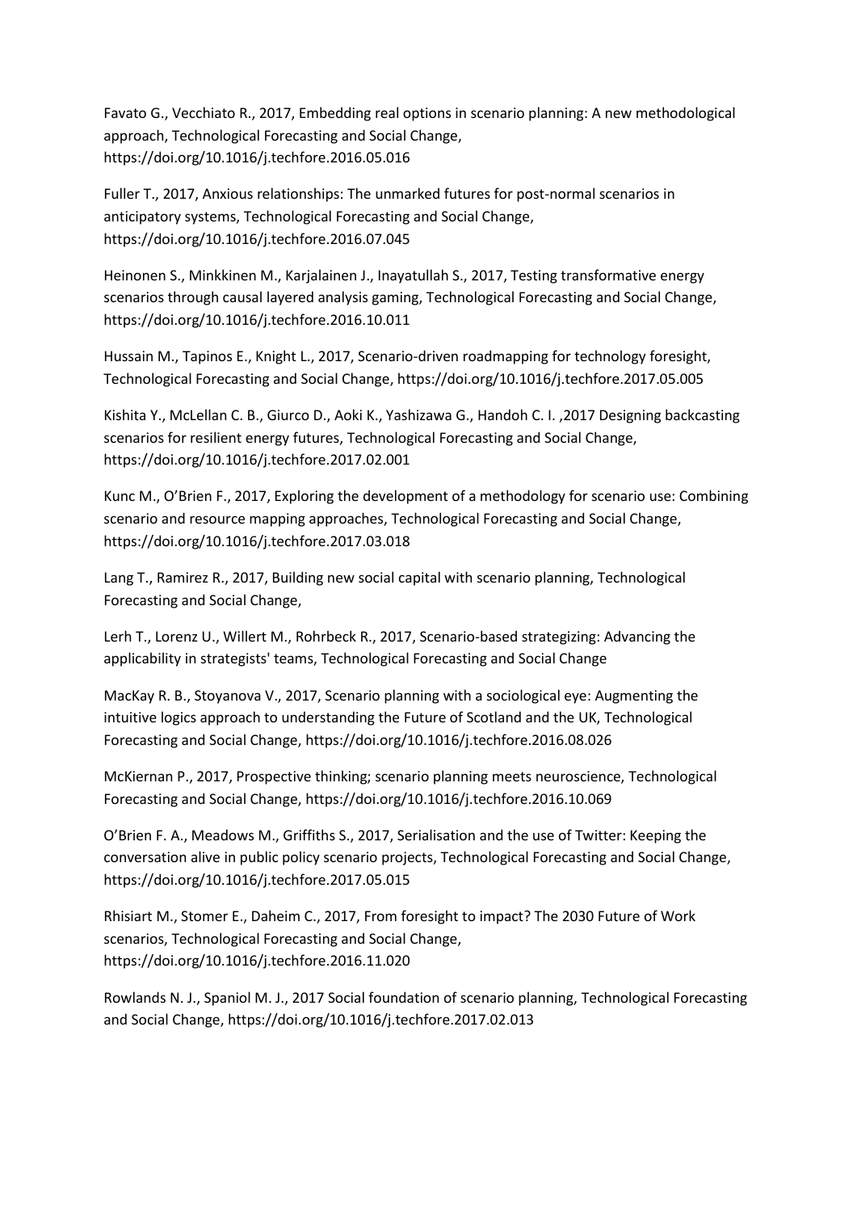Favato G., Vecchiato R., 2017, Embedding real options in scenario planning: A new methodological approach, Technological Forecasting and Social Change, https://doi.org/10.1016/j.techfore.2016.05.016

Fuller T., 2017, Anxious relationships: The unmarked futures for post-normal scenarios in anticipatory systems, Technological Forecasting and Social Change, https://doi.org/10.1016/j.techfore.2016.07.045

Heinonen S., Minkkinen M., Karjalainen J., Inayatullah S., 2017, Testing transformative energy scenarios through causal layered analysis gaming, Technological Forecasting and Social Change, https://doi.org/10.1016/j.techfore.2016.10.011

Hussain M., Tapinos E., Knight L., 2017, Scenario-driven roadmapping for technology foresight, Technological Forecasting and Social Change, https://doi.org/10.1016/j.techfore.2017.05.005

Kishita Y., McLellan C. B., Giurco D., Aoki K., Yashizawa G., Handoh C. I. ,2017 Designing backcasting scenarios for resilient energy futures, Technological Forecasting and Social Change, https://doi.org/10.1016/j.techfore.2017.02.001

Kunc M., O'Brien F., 2017, Exploring the development of a methodology for scenario use: Combining scenario and resource mapping approaches, Technological Forecasting and Social Change, https://doi.org/10.1016/j.techfore.2017.03.018

Lang T., Ramirez R., 2017, Building new social capital with scenario planning, Technological Forecasting and Social Change,

Lerh T., Lorenz U., Willert M., Rohrbeck R., 2017, Scenario-based strategizing: Advancing the applicability in strategists' teams, Technological Forecasting and Social Change

MacKay R. B., Stoyanova V., 2017, Scenario planning with a sociological eye: Augmenting the intuitive logics approach to understanding the Future of Scotland and the UK, Technological Forecasting and Social Change, https://doi.org/10.1016/j.techfore.2016.08.026

McKiernan P., 2017, Prospective thinking; scenario planning meets neuroscience, Technological Forecasting and Social Change, https://doi.org/10.1016/j.techfore.2016.10.069

O'Brien F. A., Meadows M., Griffiths S., 2017, Serialisation and the use of Twitter: Keeping the conversation alive in public policy scenario projects, Technological Forecasting and Social Change, https://doi.org/10.1016/j.techfore.2017.05.015

Rhisiart M., Stomer E., Daheim C., 2017, From foresight to impact? The 2030 Future of Work scenarios, Technological Forecasting and Social Change, https://doi.org/10.1016/j.techfore.2016.11.020

Rowlands N. J., Spaniol M. J., 2017 Social foundation of scenario planning, Technological Forecasting and Social Change, https://doi.org/10.1016/j.techfore.2017.02.013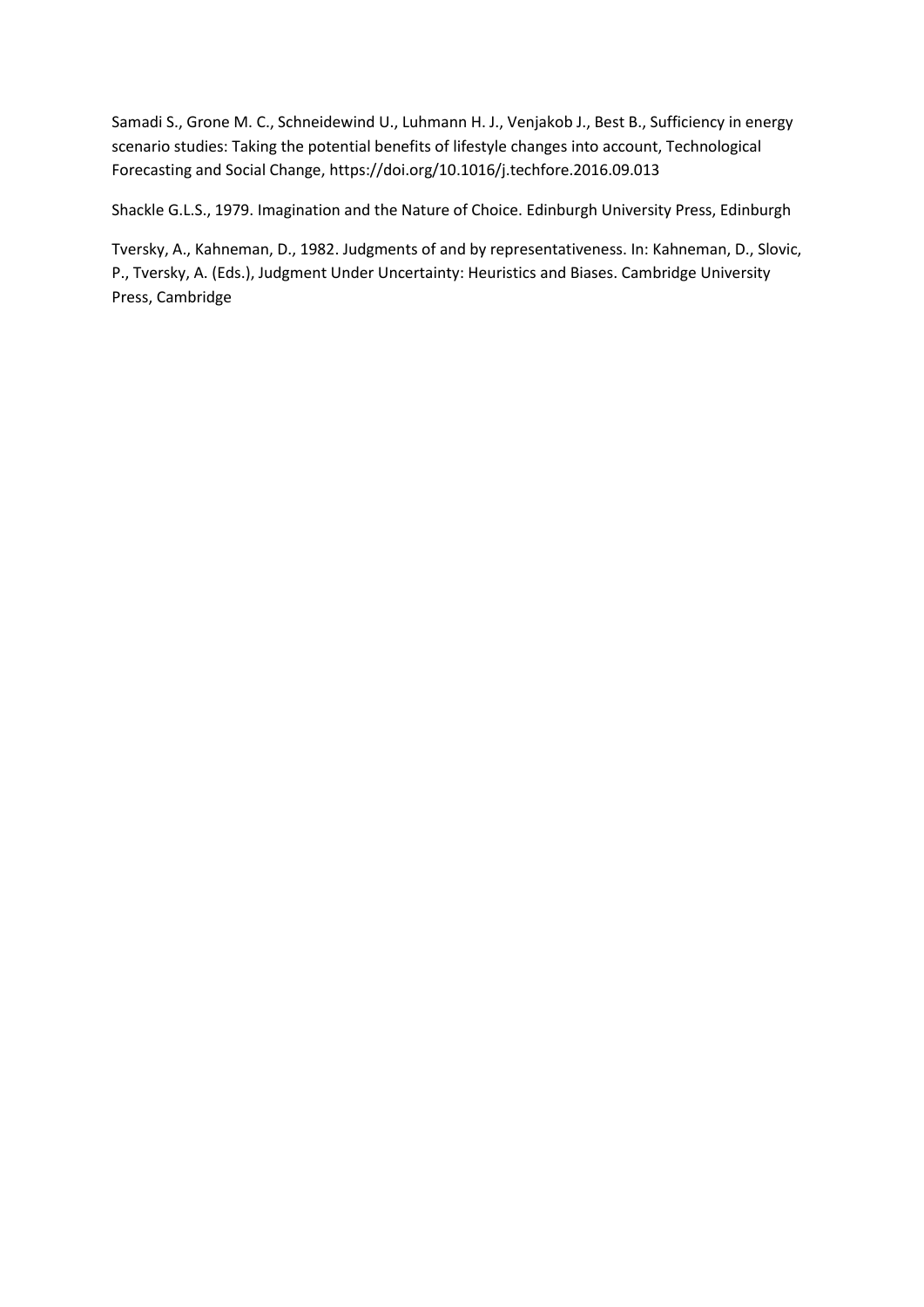Samadi S., Grone M. C., Schneidewind U., Luhmann H. J., Venjakob J., Best B., Sufficiency in energy scenario studies: Taking the potential benefits of lifestyle changes into account, Technological Forecasting and Social Change, https://doi.org/10.1016/j.techfore.2016.09.013

Shackle G.L.S., 1979. Imagination and the Nature of Choice. Edinburgh University Press, Edinburgh

Tversky, A., Kahneman, D., 1982. Judgments of and by representativeness. In: Kahneman, D., Slovic, P., Tversky, A. (Eds.), Judgment Under Uncertainty: Heuristics and Biases. Cambridge University Press, Cambridge